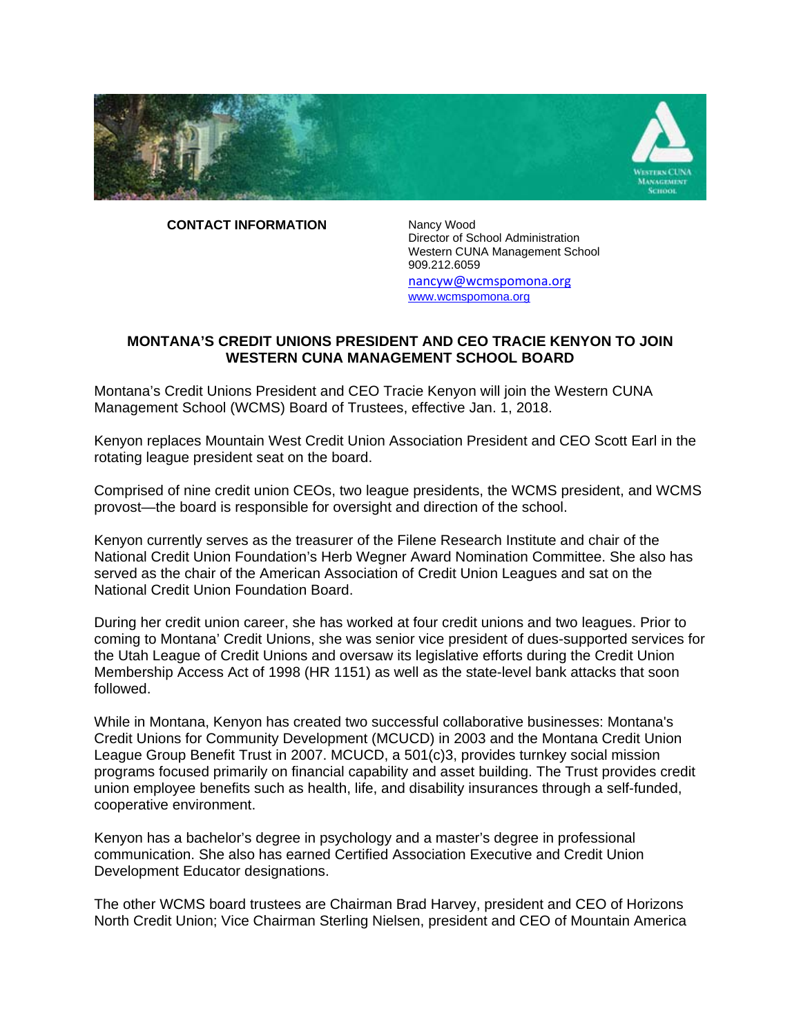**CONTACT INFORMATION**

Nancy Wood
Director of School Administration
Western CUNA Management School
909.212.6059
nancyw@wcmspomona.org
www.wcmspomona.org

**MONTANA'S CREDIT UNIONS PRESIDENT AND CEO TRACIE KENYON TO JOIN WESTERN CUNA MANAGEMENT SCHOOL BOARD**

Montana's Credit Unions President and CEO Tracie Kenyon will join the Western CUNA Management School (WCMS) Board of Trustees, effective Jan. 1, 2018.

Kenyon replaces Mountain West Credit Union Association President and CEO Scott Earl in the rotating league president seat on the board.

Comprised of nine credit union CEOs, two league presidents, the WCMS president, and WCMS provost—the board is responsible for oversight and direction of the school.

Kenyon currently serves as the treasurer of the Filene Research Institute and chair of the National Credit Union Foundation's Herb Wegner Award Nomination Committee. She also has served as the chair of the American Association of Credit Union Leagues and sat on the National Credit Union Foundation Board.

During her credit union career, she has worked at four credit unions and two leagues. Prior to coming to Montana' Credit Unions, she was senior vice president of dues-supported services for the Utah League of Credit Unions and oversaw its legislative efforts during the Credit Union Membership Access Act of 1998 (HR 1151) as well as the state-level bank attacks that soon followed.

While in Montana, Kenyon has created two successful collaborative businesses: Montana's Credit Unions for Community Development (MCUCD) in 2003 and the Montana Credit Union League Group Benefit Trust in 2007. MCUCD, a 501(c)3, provides turnkey social mission programs focused primarily on financial capability and asset building. The Trust provides credit union employee benefits such as health, life, and disability insurances through a self-funded, cooperative environment.

Kenyon has a bachelor's degree in psychology and a master's degree in professional communication. She also has earned Certified Association Executive and Credit Union Development Educator designations.

The other WCMS board trustees are Chairman Brad Harvey, president and CEO of Horizons North Credit Union; Vice Chairman Sterling Nielsen, president and CEO of Mountain America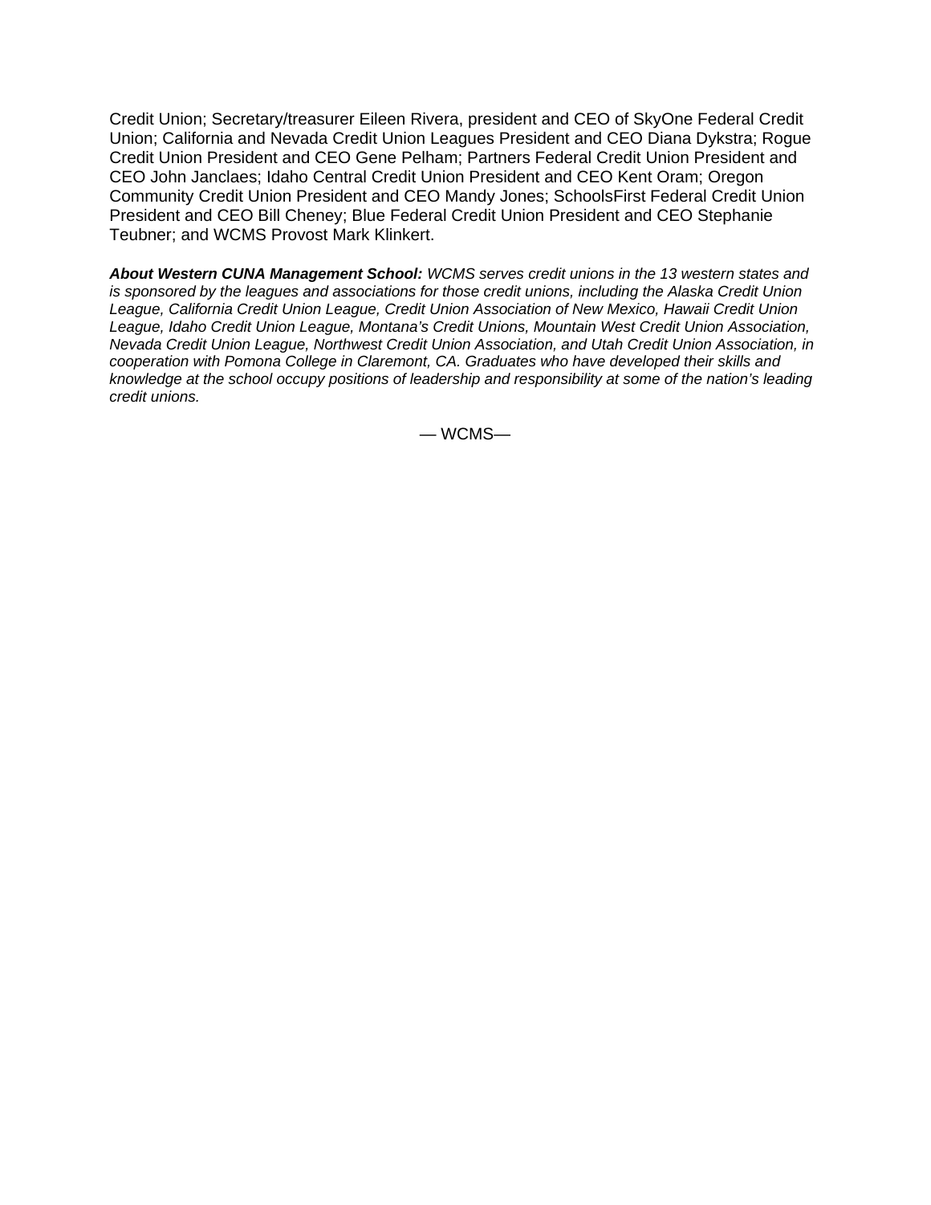Credit Union; Secretary/treasurer Eileen Rivera, president and CEO of SkyOne Federal Credit Union; California and Nevada Credit Union Leagues President and CEO Diana Dykstra; Rogue Credit Union President and CEO Gene Pelham; Partners Federal Credit Union President and CEO John Janclaes; Idaho Central Credit Union President and CEO Kent Oram; Oregon Community Credit Union President and CEO Mandy Jones; SchoolsFirst Federal Credit Union President and CEO Bill Cheney; Blue Federal Credit Union President and CEO Stephanie Teubner; and WCMS Provost Mark Klinkert.

***About Western CUNA Management School:*** *WCMS serves credit unions in the 13 western states and is sponsored by the leagues and associations for those credit unions, including the Alaska Credit Union League, California Credit Union League, Credit Union Association of New Mexico, Hawaii Credit Union League, Idaho Credit Union League, Montana's Credit Unions, Mountain West Credit Union Association, Nevada Credit Union League, Northwest Credit Union Association, and Utah Credit Union Association, in cooperation with Pomona College in Claremont, CA. Graduates who have developed their skills and knowledge at the school occupy positions of leadership and responsibility at some of the nation's leading credit unions.*

— WCMS—